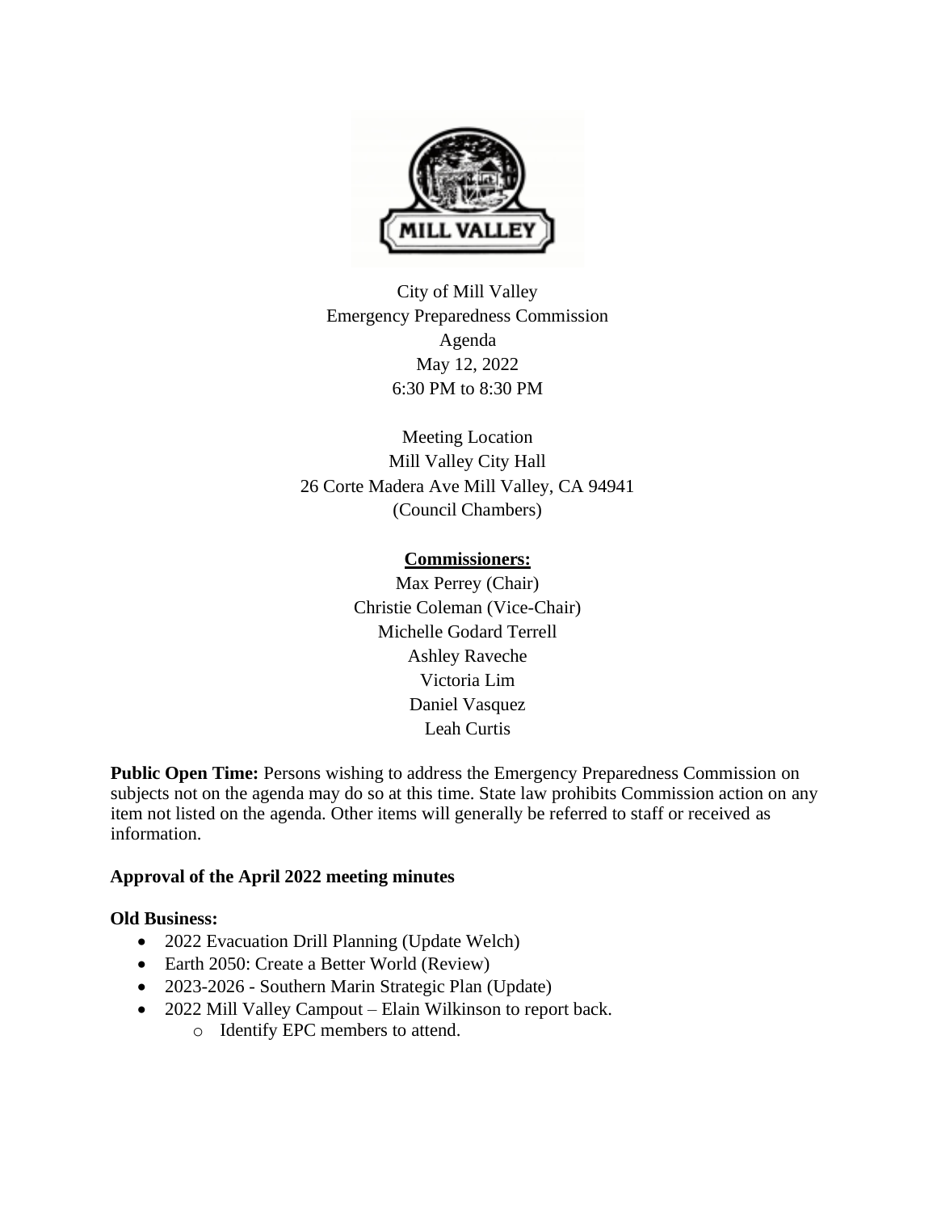City of Mill Valley
Emergency Preparedness Commission
Agenda
May 12, 2022
6:30 PM to 8:30 PM

Meeting Location
Mill Valley City Hall
26 Corte Madera Ave Mill Valley, CA 94941
(Council Chambers)

**Commissioners:**

Max Perrey (Chair)
Christie Coleman (Vice-Chair)
Michelle Godard Terrell
Ashley Raveche
Victoria Lim
Daniel Vasquez
Leah Curtis

**Public Open Time:** Persons wishing to address the Emergency Preparedness Commission on subjects not on the agenda may do so at this time. State law prohibits Commission action on any item not listed on the agenda. Other items will generally be referred to staff or received as information.

**Approval of the April 2022 meeting minutes**

**Old Business:**

- 2022 Evacuation Drill Planning (Update Welch)
- Earth 2050: Create a Better World (Review)
- 2023-2026 - Southern Marin Strategic Plan (Update)
- 2022 Mill Valley Campout – Elain Wilkinson to report back.
    - Identify EPC members to attend.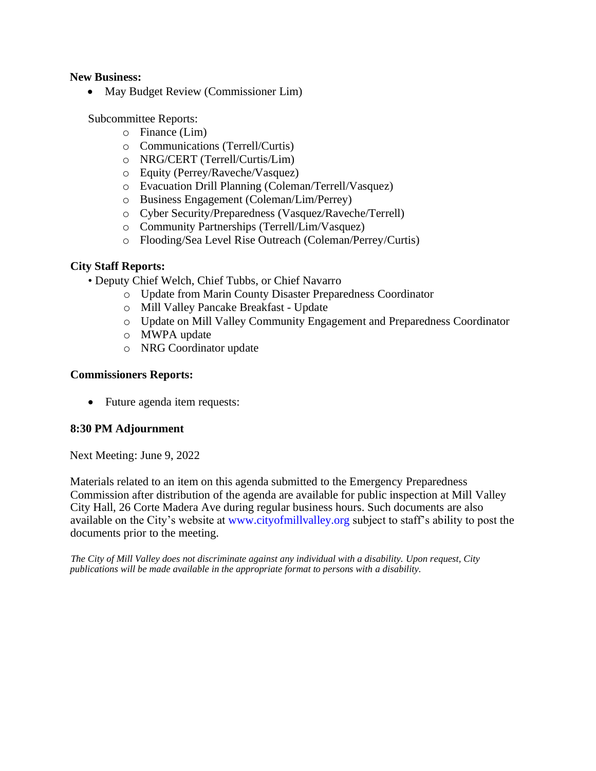**New Business:**

- May Budget Review (Commissioner Lim)

Subcommittee Reports:

- Finance (Lim)
- Communications (Terrell/Curtis)
- NRG/CERT (Terrell/Curtis/Lim)
- Equity (Perrey/Raveche/Vasquez)
- Evacuation Drill Planning (Coleman/Terrell/Vasquez)
- Business Engagement (Coleman/Lim/Perrey)
- Cyber Security/Preparedness (Vasquez/Raveche/Terrell)
- Community Partnerships (Terrell/Lim/Vasquez)
- Flooding/Sea Level Rise Outreach (Coleman/Perrey/Curtis)

**City Staff Reports:**

- Deputy Chief Welch, Chief Tubbs, or Chief Navarro
  - Update from Marin County Disaster Preparedness Coordinator
  - Mill Valley Pancake Breakfast - Update
  - Update on Mill Valley Community Engagement and Preparedness Coordinator
  - MWPA update
  - NRG Coordinator update

**Commissioners Reports:**

- Future agenda item requests:

**8:30 PM Adjournment**

Next Meeting: June 9, 2022

Materials related to an item on this agenda submitted to the Emergency Preparedness Commission after distribution of the agenda are available for public inspection at Mill Valley City Hall, 26 Corte Madera Ave during regular business hours. Such documents are also available on the City's website at www.cityofmillvalley.org subject to staff's ability to post the documents prior to the meeting.

*The City of Mill Valley does not discriminate against any individual with a disability. Upon request, City publications will be made available in the appropriate format to persons with a disability.*